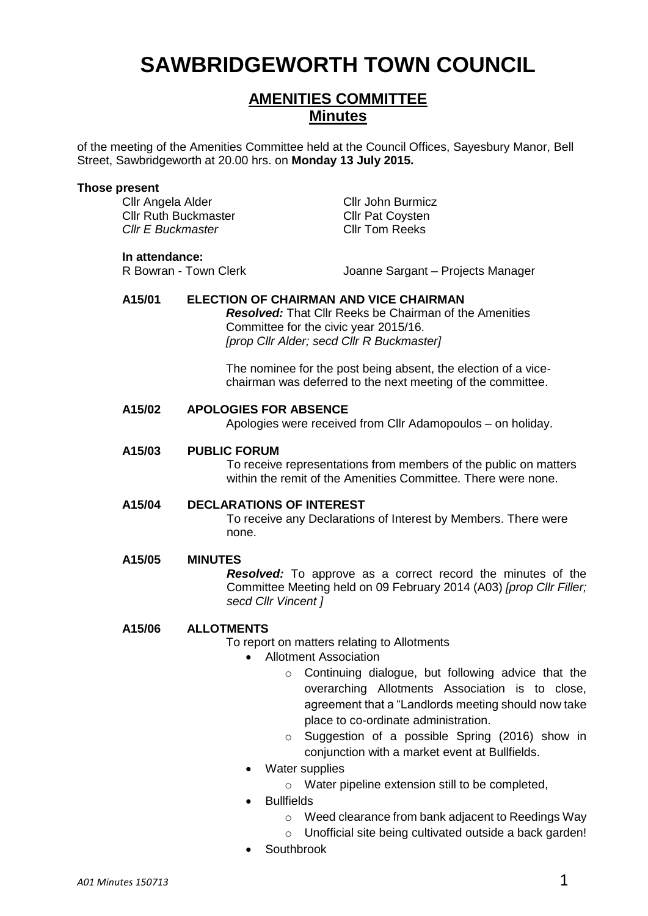# SAWBRIDGEWORTH TOWN COUNCIL

## AMENITIES COMMITTEE
## Minutes

of the meeting of the Amenities Committee held at the Council Offices, Sayesbury Manor, Bell Street, Sawbridgeworth at 20.00 hrs. on **Monday 13 July 2015.**

**Those present**

Cllr Angela Alder
Cllr Ruth Buckmaster
*Cllr E Buckmaster*
Cllr John Burmicz
Cllr Pat Coysten
Cllr Tom Reeks

**In attendance:**

R Bowran - Town Clerk
Joanne Sargant – Projects Manager

**A15/01 ELECTION OF CHAIRMAN AND VICE CHAIRMAN**

***Resolved:*** That Cllr Reeks be Chairman of the Amenities Committee for the civic year 2015/16.
*[prop Cllr Alder; secd Cllr R Buckmaster]*

The nominee for the post being absent, the election of a vice-chairman was deferred to the next meeting of the committee.

**A15/02 APOLOGIES FOR ABSENCE**

Apologies were received from Cllr Adamopoulos – on holiday.

**A15/03 PUBLIC FORUM**

To receive representations from members of the public on matters within the remit of the Amenities Committee. There were none.

**A15/04 DECLARATIONS OF INTEREST**

To receive any Declarations of Interest by Members. There were none.

**A15/05 MINUTES**

***Resolved:*** To approve as a correct record the minutes of the Committee Meeting held on 09 February 2014 (A03) *[prop Cllr Filler; secd Cllr Vincent ]*

**A15/06 ALLOTMENTS**

To report on matters relating to Allotments

- Allotment Association
  - Continuing dialogue, but following advice that the overarching Allotments Association is to close, agreement that a "Landlords meeting should now take place to co-ordinate administration.
  - Suggestion of a possible Spring (2016) show in conjunction with a market event at Bullfields.
- Water supplies
  - Water pipeline extension still to be completed,
- Bullfields
  - Weed clearance from bank adjacent to Reedings Way
  - Unofficial site being cultivated outside a back garden!
- Southbrook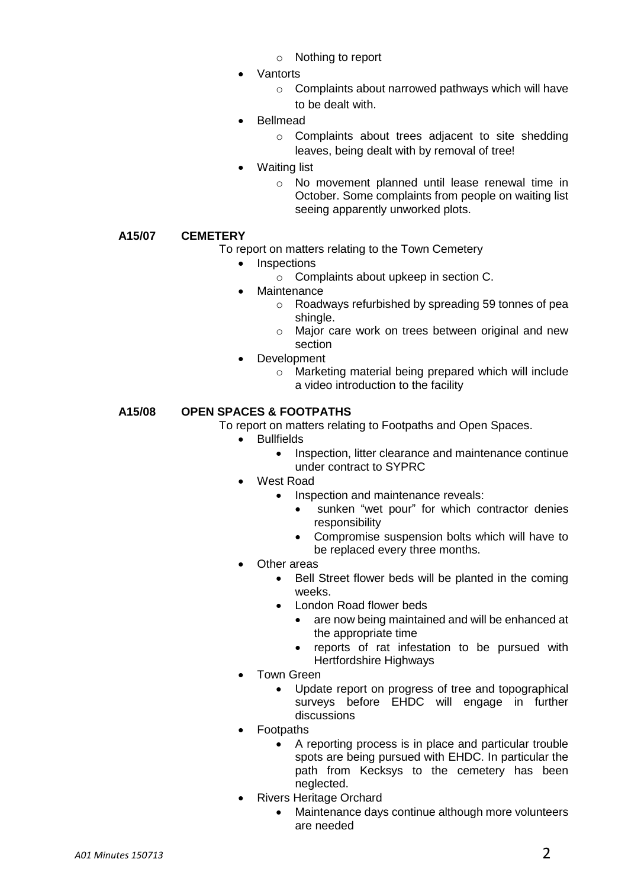- Nothing to report
- Vantorts
  - Complaints about narrowed pathways which will have to be dealt with.
- Bellmead
  - Complaints about trees adjacent to site shedding leaves, being dealt with by removal of tree!
- Waiting list
  - No movement planned until lease renewal time in October. Some complaints from people on waiting list seeing apparently unworked plots.

**A15/07 CEMETERY**

To report on matters relating to the Town Cemetery

- Inspections
  - Complaints about upkeep in section C.
- Maintenance
  - Roadways refurbished by spreading 59 tonnes of pea shingle.
  - Major care work on trees between original and new section
- Development
  - Marketing material being prepared which will include a video introduction to the facility

**A15/08 OPEN SPACES & FOOTPATHS**

To report on matters relating to Footpaths and Open Spaces.

- Bullfields
  - Inspection, litter clearance and maintenance continue under contract to SYPRC
- West Road
  - Inspection and maintenance reveals:
    - sunken "wet pour" for which contractor denies responsibility
    - Compromise suspension bolts which will have to be replaced every three months.
- Other areas
  - Bell Street flower beds will be planted in the coming weeks.
  - London Road flower beds
    - are now being maintained and will be enhanced at the appropriate time
    - reports of rat infestation to be pursued with Hertfordshire Highways
- Town Green
  - Update report on progress of tree and topographical surveys before EHDC will engage in further discussions
- Footpaths
  - A reporting process is in place and particular trouble spots are being pursued with EHDC. In particular the path from Kecksys to the cemetery has been neglected.
- Rivers Heritage Orchard
  - Maintenance days continue although more volunteers are needed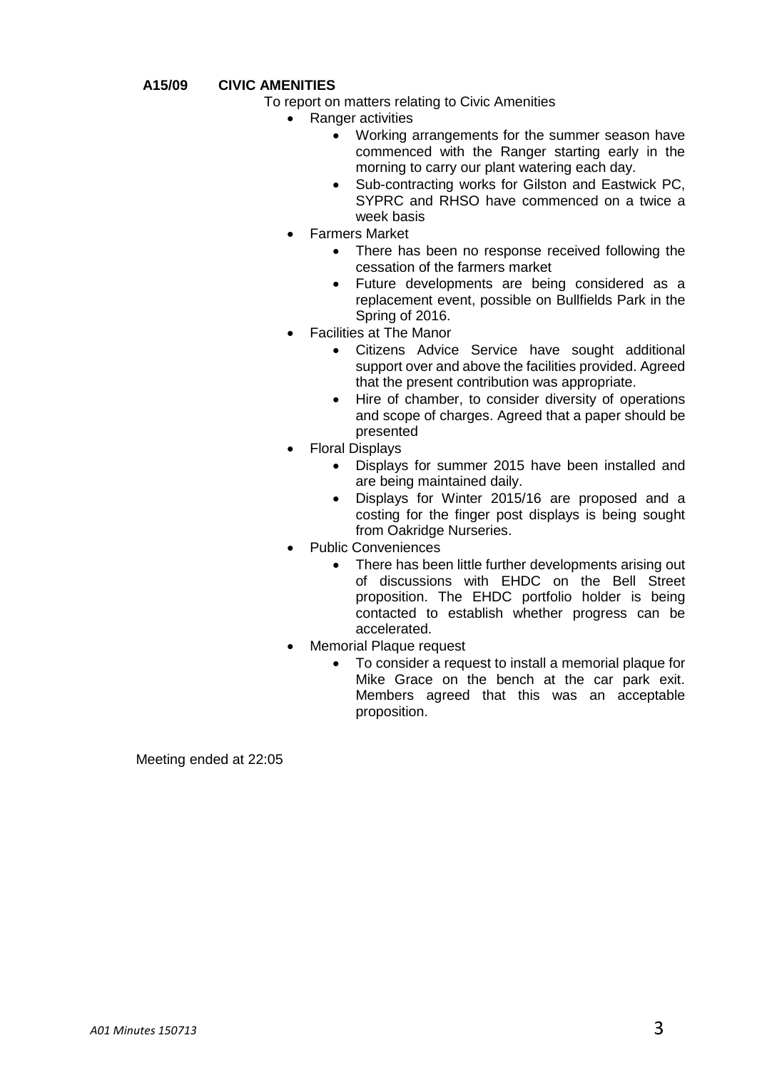**A15/09 CIVIC AMENITIES**

To report on matters relating to Civic Amenities

- Ranger activities
  - Working arrangements for the summer season have commenced with the Ranger starting early in the morning to carry our plant watering each day.
  - Sub-contracting works for Gilston and Eastwick PC, SYPRC and RHSO have commenced on a twice a week basis
- Farmers Market
  - There has been no response received following the cessation of the farmers market
  - Future developments are being considered as a replacement event, possible on Bullfields Park in the Spring of 2016.
- Facilities at The Manor
  - Citizens Advice Service have sought additional support over and above the facilities provided. Agreed that the present contribution was appropriate.
  - Hire of chamber, to consider diversity of operations and scope of charges. Agreed that a paper should be presented
- Floral Displays
  - Displays for summer 2015 have been installed and are being maintained daily.
  - Displays for Winter 2015/16 are proposed and a costing for the finger post displays is being sought from Oakridge Nurseries.
- Public Conveniences
  - There has been little further developments arising out of discussions with EHDC on the Bell Street proposition. The EHDC portfolio holder is being contacted to establish whether progress can be accelerated.
- Memorial Plaque request
  - To consider a request to install a memorial plaque for Mike Grace on the bench at the car park exit. Members agreed that this was an acceptable proposition.

Meeting ended at 22:05